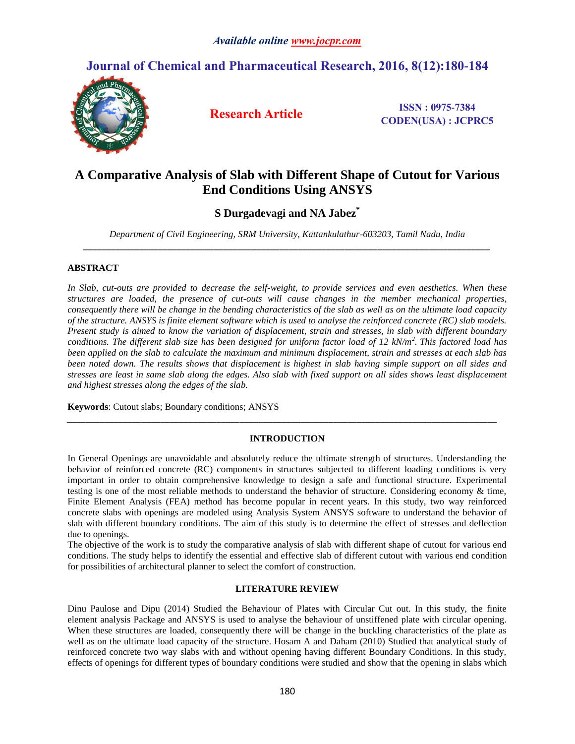# A Comparative Analysis of Slab with Different Shape of Cutout for Various End Conditions Using ANSYS

**S Durgadevagi and NA Jabez***

*Department of Civil Engineering, SRM University, Kattankulathur-603203, Tamil Nadu, India*

---

## ABSTRACT

*In Slab, cut-outs are provided to decrease the self-weight, to provide services and even aesthetics. When these structures are loaded, the presence of cut-outs will cause changes in the member mechanical properties, consequently there will be change in the bending characteristics of the slab as well as on the ultimate load capacity of the structure. ANSYS is finite element software which is used to analyse the reinforced concrete (RC) slab models. Present study is aimed to know the variation of displacement, strain and stresses, in slab with different boundary conditions. The different slab size has been designed for uniform factor load of 12 kN/m$^2$. This factored load has been applied on the slab to calculate the maximum and minimum displacement, strain and stresses at each slab has been noted down. The results shows that displacement is highest in slab having simple support on all sides and stresses are least in same slab along the edges. Also slab with fixed support on all sides shows least displacement and highest stresses along the edges of the slab.*

**Keywords**: Cutout slabs; Boundary conditions; ANSYS

---

## INTRODUCTION

In General Openings are unavoidable and absolutely reduce the ultimate strength of structures. Understanding the behavior of reinforced concrete (RC) components in structures subjected to different loading conditions is very important in order to obtain comprehensive knowledge to design a safe and functional structure. Experimental testing is one of the most reliable methods to understand the behavior of structure. Considering economy & time, Finite Element Analysis (FEA) method has become popular in recent years. In this study, two way reinforced concrete slabs with openings are modeled using Analysis System ANSYS software to understand the behavior of slab with different boundary conditions. The aim of this study is to determine the effect of stresses and deflection due to openings.

The objective of the work is to study the comparative analysis of slab with different shape of cutout for various end conditions. The study helps to identify the essential and effective slab of different cutout with various end condition for possibilities of architectural planner to select the comfort of construction.

## LITERATURE REVIEW

Dinu Paulose and Dipu (2014) Studied the Behaviour of Plates with Circular Cut out. In this study, the finite element analysis Package and ANSYS is used to analyse the behaviour of unstiffened plate with circular opening. When these structures are loaded, consequently there will be change in the buckling characteristics of the plate as well as on the ultimate load capacity of the structure. Hosam A and Daham (2010) Studied that analytical study of reinforced concrete two way slabs with and without opening having different Boundary Conditions. In this study, effects of openings for different types of boundary conditions were studied and show that the opening in slabs which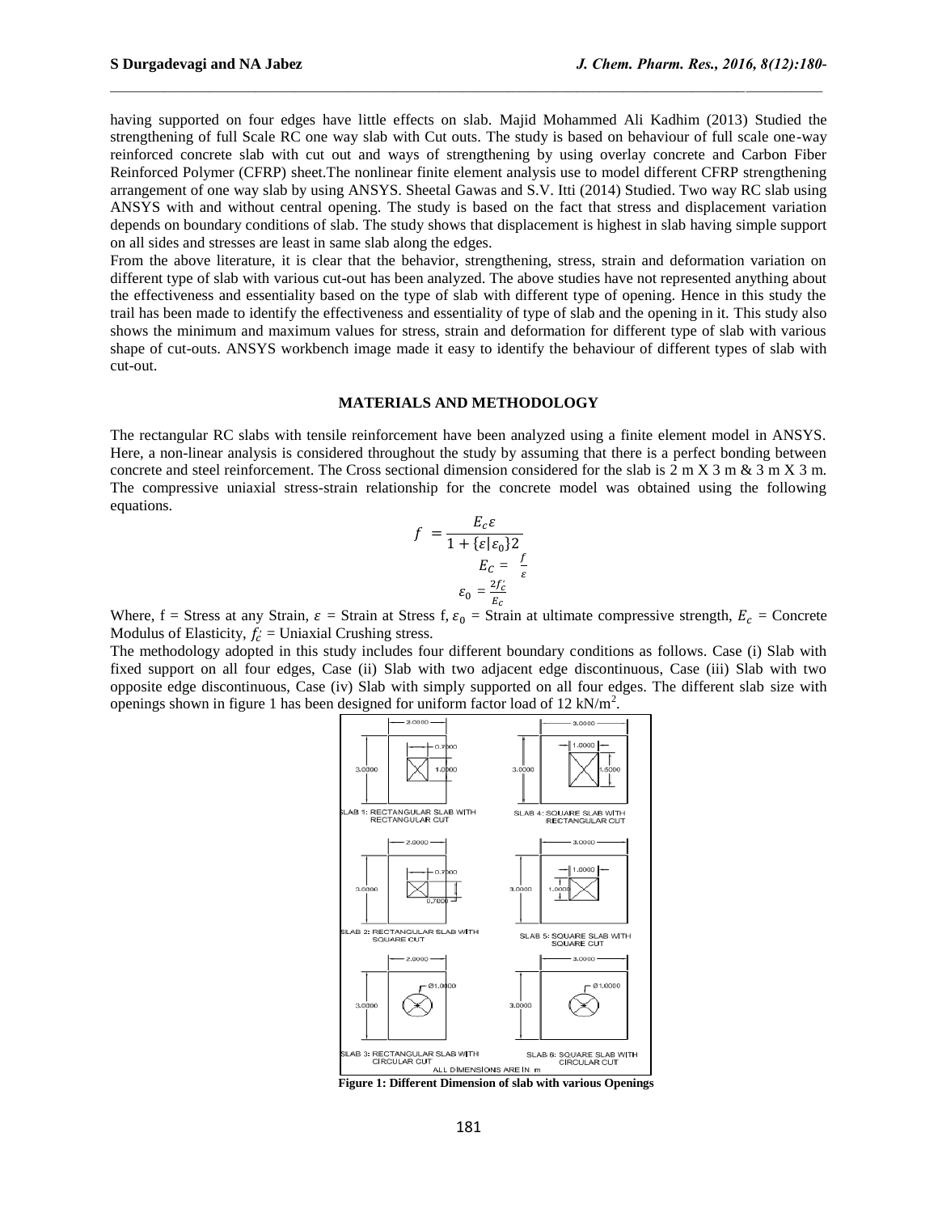having supported on four edges have little effects on slab. Majid Mohammed Ali Kadhim (2013) Studied the strengthening of full Scale RC one way slab with Cut outs. The study is based on behaviour of full scale one-way reinforced concrete slab with cut out and ways of strengthening by using overlay concrete and Carbon Fiber Reinforced Polymer (CFRP) sheet.The nonlinear finite element analysis use to model different CFRP strengthening arrangement of one way slab by using ANSYS. Sheetal Gawas and S.V. Itti (2014) Studied. Two way RC slab using ANSYS with and without central opening. The study is based on the fact that stress and displacement variation depends on boundary conditions of slab. The study shows that displacement is highest in slab having simple support on all sides and stresses are least in same slab along the edges.

From the above literature, it is clear that the behavior, strengthening, stress, strain and deformation variation on different type of slab with various cut-out has been analyzed. The above studies have not represented anything about the effectiveness and essentiality based on the type of slab with different type of opening. Hence in this study the trail has been made to identify the effectiveness and essentiality of type of slab and the opening in it. This study also shows the minimum and maximum values for stress, strain and deformation for different type of slab with various shape of cut-outs. ANSYS workbench image made it easy to identify the behaviour of different types of slab with cut-out.

## MATERIALS AND METHODOLOGY

The rectangular RC slabs with tensile reinforcement have been analyzed using a finite element model in ANSYS. Here, a non-linear analysis is considered throughout the study by assuming that there is a perfect bonding between concrete and steel reinforcement. The Cross sectional dimension considered for the slab is 2 m X 3 m & 3 m X 3 m. The compressive uniaxial stress-strain relationship for the concrete model was obtained using the following equations.

$$f = \frac{E_c \varepsilon}{1 + \{\varepsilon | \varepsilon_0\} 2}$$

$$E_C = \frac{f}{\varepsilon}$$

$$\varepsilon_0 = \frac{2 f_c'}{E_c}$$

Where, f = Stress at any Strain, $\varepsilon$ = Strain at Stress f, $\varepsilon_0$ = Strain at ultimate compressive strength, $E_c$ = Concrete Modulus of Elasticity, $f_c'$ = Uniaxial Crushing stress.

The methodology adopted in this study includes four different boundary conditions as follows. Case (i) Slab with fixed support on all four edges, Case (ii) Slab with two adjacent edge discontinuous, Case (iii) Slab with two opposite edge discontinuous, Case (iv) Slab with simply supported on all four edges. The different slab size with openings shown in figure 1 has been designed for uniform factor load of 12 kN/m$^2$.

SLAB 1: RECTANGULAR SLAB WITH RECTANGULAR CUT; SLAB 2: RECTANGULAR SLAB WITH SQUARE CUT; SLAB 3: RECTANGULAR SLAB WITH CIRCULAR CUT; SLAB 4: SQUARE SLAB WITH RECTANGULAR CUT; SLAB 5: SQUARE SLAB WITH SQUARE CUT; SLAB 6: SQUARE SLAB WITH CIRCULAR CUT. ALL DIMENSIONS ARE IN m

**Figure 1: Different Dimension of slab with various Openings**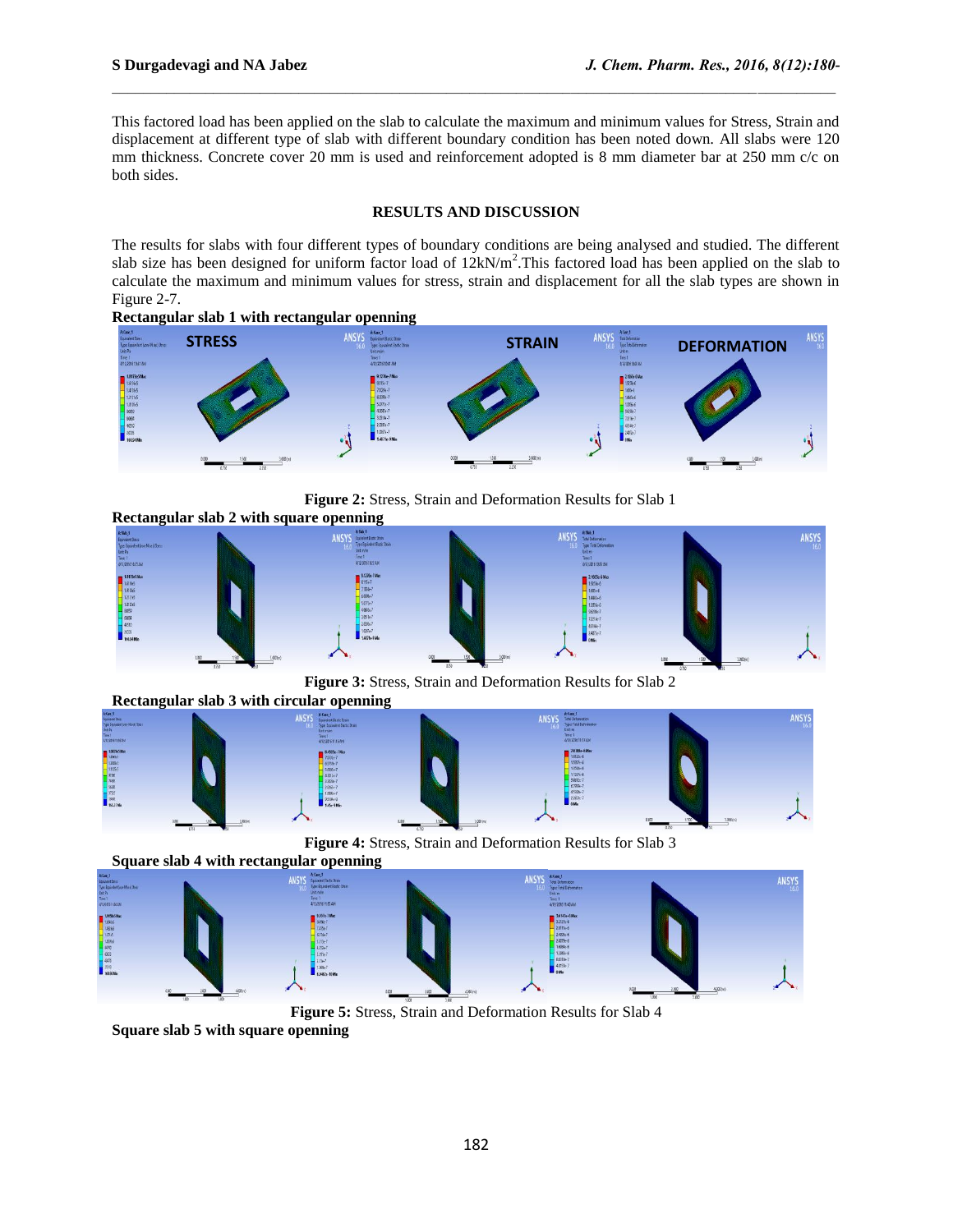This factored load has been applied on the slab to calculate the maximum and minimum values for Stress, Strain and displacement at different type of slab with different boundary condition has been noted down. All slabs were 120 mm thickness. Concrete cover 20 mm is used and reinforcement adopted is 8 mm diameter bar at 250 mm c/c on both sides.

## RESULTS AND DISCUSSION

The results for slabs with four different types of boundary conditions are being analysed and studied. The different slab size has been designed for uniform factor load of $12kN/m^2$.This factored load has been applied on the slab to calculate the maximum and minimum values for stress, strain and displacement for all the slab types are shown in Figure 2-7.

**Rectangular slab 1 with rectangular openning**

**Figure 2:** Stress, Strain and Deformation Results for Slab 1

**Rectangular slab 2 with square openning**

**Figure 3:** Stress, Strain and Deformation Results for Slab 2

**Rectangular slab 3 with circular openning**

**Figure 4:** Stress, Strain and Deformation Results for Slab 3

**Square slab 4 with rectangular openning**

**Figure 5:** Stress, Strain and Deformation Results for Slab 4

**Square slab 5 with square openning**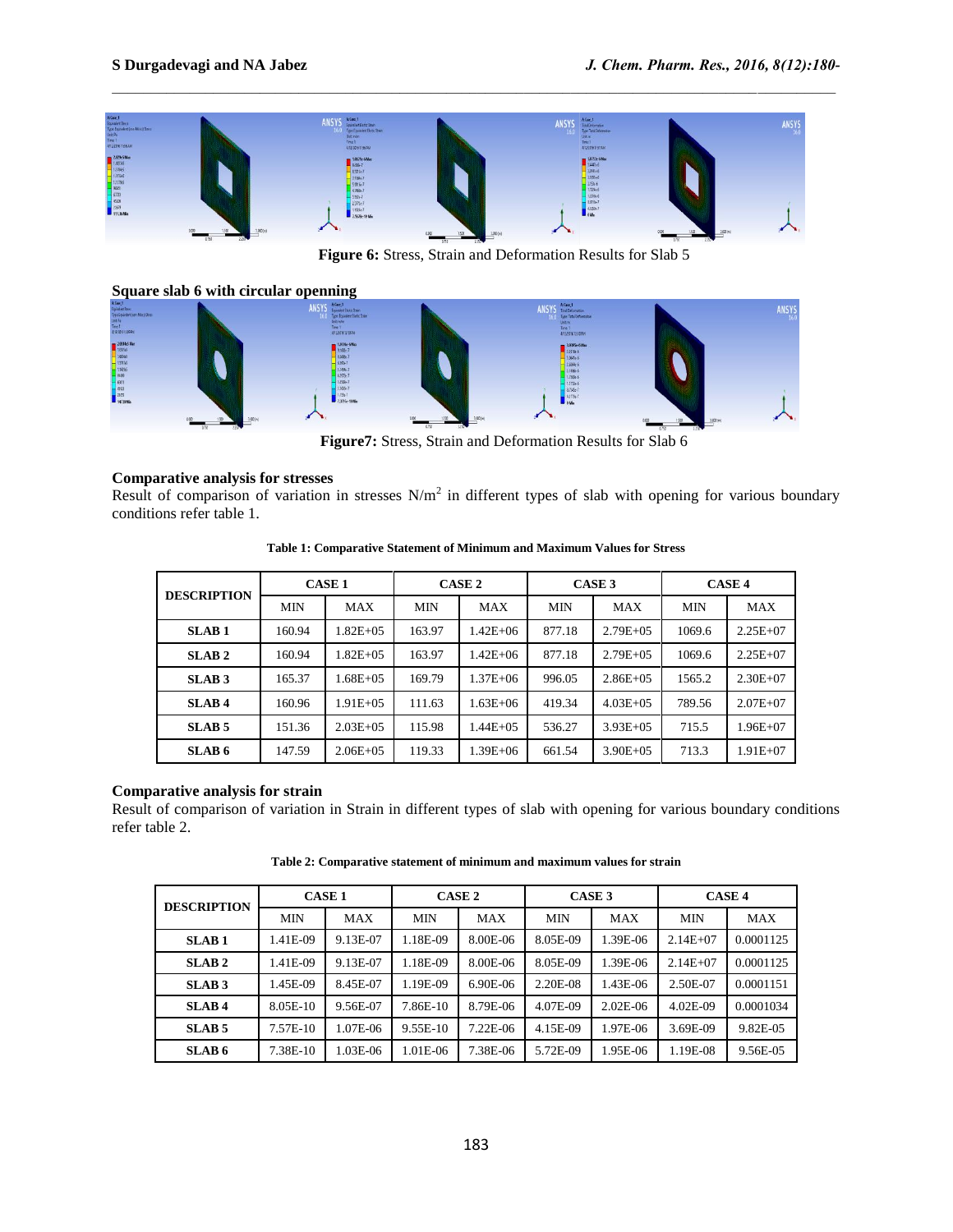Figure 6: Stress, Strain and Deformation Results for Slab 5

**Square slab 6 with circular openning**

Figure7: Stress, Strain and Deformation Results for Slab 6

**Comparative analysis for stresses**

Result of comparison of variation in stresses N/m$^2$ in different types of slab with opening for various boundary conditions refer table 1.

**Table 1: Comparative Statement of Minimum and Maximum Values for Stress**

| DESCRIPTION | CASE 1 | | CASE 2 | | CASE 3 | | CASE 4 | |
|---|---|---|---|---|---|---|---|---|
| | MIN | MAX | MIN | MAX | MIN | MAX | MIN | MAX |
| SLAB 1 | 160.94 | 1.82E+05 | 163.97 | 1.42E+06 | 877.18 | 2.79E+05 | 1069.6 | 2.25E+07 |
| SLAB 2 | 160.94 | 1.82E+05 | 163.97 | 1.42E+06 | 877.18 | 2.79E+05 | 1069.6 | 2.25E+07 |
| SLAB 3 | 165.37 | 1.68E+05 | 169.79 | 1.37E+06 | 996.05 | 2.86E+05 | 1565.2 | 2.30E+07 |
| SLAB 4 | 160.96 | 1.91E+05 | 111.63 | 1.63E+06 | 419.34 | 4.03E+05 | 789.56 | 2.07E+07 |
| SLAB 5 | 151.36 | 2.03E+05 | 115.98 | 1.44E+05 | 536.27 | 3.93E+05 | 715.5 | 1.96E+07 |
| SLAB 6 | 147.59 | 2.06E+05 | 119.33 | 1.39E+06 | 661.54 | 3.90E+05 | 713.3 | 1.91E+07 |

**Comparative analysis for strain**

Result of comparison of variation in Strain in different types of slab with opening for various boundary conditions refer table 2.

**Table 2: Comparative statement of minimum and maximum values for strain**

| DESCRIPTION | CASE 1 | | CASE 2 | | CASE 3 | | CASE 4 | |
|---|---|---|---|---|---|---|---|---|
| | MIN | MAX | MIN | MAX | MIN | MAX | MIN | MAX |
| SLAB 1 | 1.41E-09 | 9.13E-07 | 1.18E-09 | 8.00E-06 | 8.05E-09 | 1.39E-06 | 2.14E+07 | 0.0001125 |
| SLAB 2 | 1.41E-09 | 9.13E-07 | 1.18E-09 | 8.00E-06 | 8.05E-09 | 1.39E-06 | 2.14E+07 | 0.0001125 |
| SLAB 3 | 1.45E-09 | 8.45E-07 | 1.19E-09 | 6.90E-06 | 2.20E-08 | 1.43E-06 | 2.50E-07 | 0.0001151 |
| SLAB 4 | 8.05E-10 | 9.56E-07 | 7.86E-10 | 8.79E-06 | 4.07E-09 | 2.02E-06 | 4.02E-09 | 0.0001034 |
| SLAB 5 | 7.57E-10 | 1.07E-06 | 9.55E-10 | 7.22E-06 | 4.15E-09 | 1.97E-06 | 3.69E-09 | 9.82E-05 |
| SLAB 6 | 7.38E-10 | 1.03E-06 | 1.01E-06 | 7.38E-06 | 5.72E-09 | 1.95E-06 | 1.19E-08 | 9.56E-05 |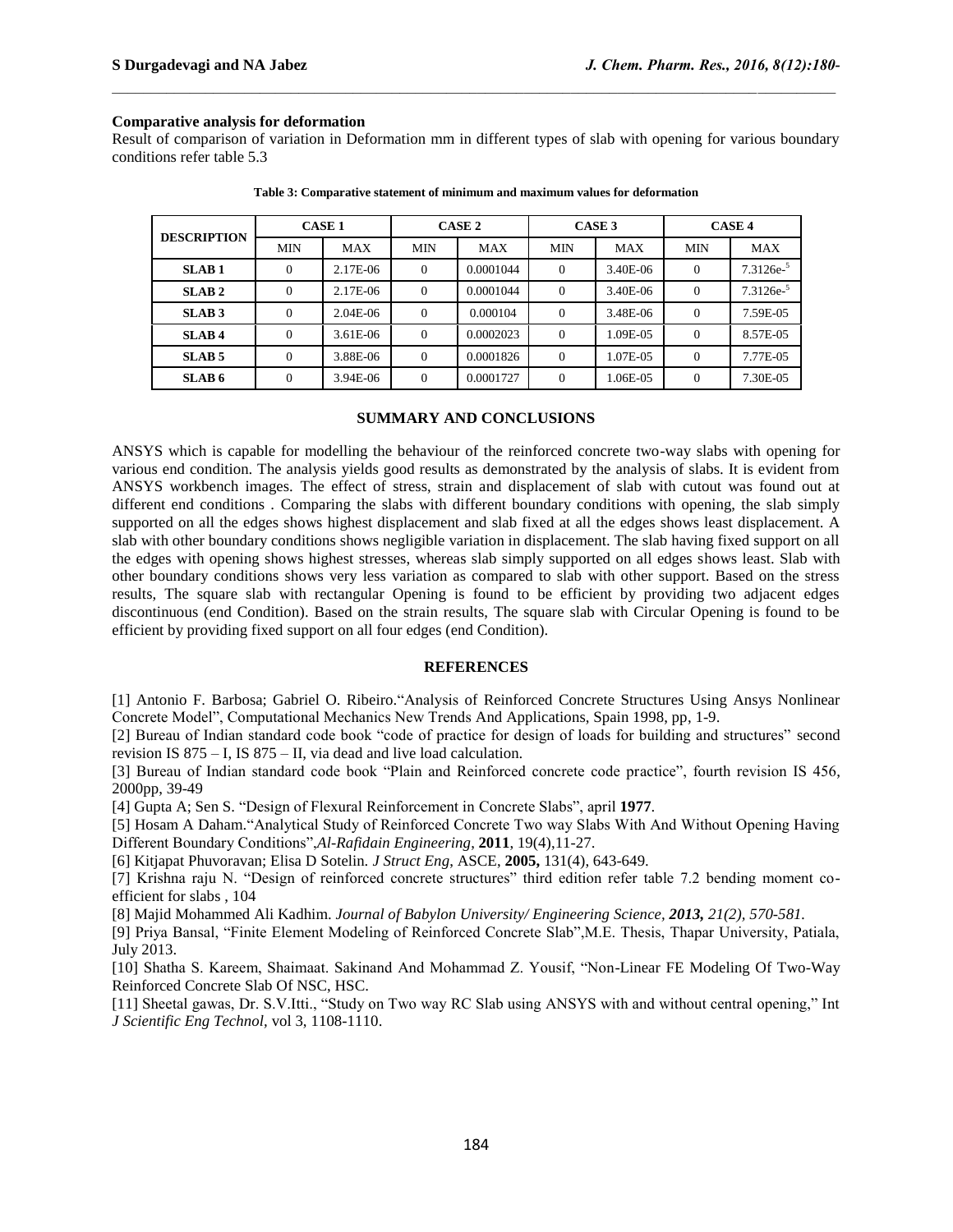**Comparative analysis for deformation**

Result of comparison of variation in Deformation mm in different types of slab with opening for various boundary conditions refer table 5.3

**Table 3: Comparative statement of minimum and maximum values for deformation**

| DESCRIPTION | CASE 1 | | CASE 2 | | CASE 3 | | CASE 4 | |
|---|---|---|---|---|---|---|---|---|
| | MIN | MAX | MIN | MAX | MIN | MAX | MIN | MAX |
| **SLAB 1** | 0 | 2.17E-06 | 0 | 0.0001044 | 0 | 3.40E-06 | 0 | $7.3126e^{-5}$ |
| **SLAB 2** | 0 | 2.17E-06 | 0 | 0.0001044 | 0 | 3.40E-06 | 0 | $7.3126e^{-5}$ |
| **SLAB 3** | 0 | 2.04E-06 | 0 | 0.000104 | 0 | 3.48E-06 | 0 | 7.59E-05 |
| **SLAB 4** | 0 | 3.61E-06 | 0 | 0.0002023 | 0 | 1.09E-05 | 0 | 8.57E-05 |
| **SLAB 5** | 0 | 3.88E-06 | 0 | 0.0001826 | 0 | 1.07E-05 | 0 | 7.77E-05 |
| **SLAB 6** | 0 | 3.94E-06 | 0 | 0.0001727 | 0 | 1.06E-05 | 0 | 7.30E-05 |

## SUMMARY AND CONCLUSIONS

ANSYS which is capable for modelling the behaviour of the reinforced concrete two-way slabs with opening for various end condition. The analysis yields good results as demonstrated by the analysis of slabs. It is evident from ANSYS workbench images. The effect of stress, strain and displacement of slab with cutout was found out at different end conditions . Comparing the slabs with different boundary conditions with opening, the slab simply supported on all the edges shows highest displacement and slab fixed at all the edges shows least displacement. A slab with other boundary conditions shows negligible variation in displacement. The slab having fixed support on all the edges with opening shows highest stresses, whereas slab simply supported on all edges shows least. Slab with other boundary conditions shows very less variation as compared to slab with other support. Based on the stress results, The square slab with rectangular Opening is found to be efficient by providing two adjacent edges discontinuous (end Condition). Based on the strain results, The square slab with Circular Opening is found to be efficient by providing fixed support on all four edges (end Condition).

## REFERENCES

[1] Antonio F. Barbosa; Gabriel O. Ribeiro."Analysis of Reinforced Concrete Structures Using Ansys Nonlinear Concrete Model", Computational Mechanics New Trends And Applications, Spain 1998, pp, 1-9.

[2] Bureau of Indian standard code book "code of practice for design of loads for building and structures" second revision IS 875 – I, IS 875 – II, via dead and live load calculation.

[3] Bureau of Indian standard code book "Plain and Reinforced concrete code practice", fourth revision IS 456, 2000pp, 39-49

[4] Gupta A; Sen S. "Design of Flexural Reinforcement in Concrete Slabs", april **1977**.

[5] Hosam A Daham."Analytical Study of Reinforced Concrete Two way Slabs With And Without Opening Having Different Boundary Conditions",*Al-Rafidain Engineering*, **2011**, 19(4),11-27.

[6] Kitjapat Phuvoravan; Elisa D Sotelin. *J Struct Eng*, ASCE, **2005,** 131(4), 643-649.

[7] Krishna raju N. "Design of reinforced concrete structures" third edition refer table 7.2 bending moment co-efficient for slabs , 104

[8] Majid Mohammed Ali Kadhim. *Journal of Babylon University/ Engineering Science, **2013,** 21(2), 570-581.*

[9] Priya Bansal, "Finite Element Modeling of Reinforced Concrete Slab",M.E. Thesis, Thapar University, Patiala, July 2013.

[10] Shatha S. Kareem, Shaimaat. Sakinand And Mohammad Z. Yousif, "Non-Linear FE Modeling Of Two-Way Reinforced Concrete Slab Of NSC, HSC.

[11] Sheetal gawas, Dr. S.V.Itti., "Study on Two way RC Slab using ANSYS with and without central opening," Int *J Scientific Eng Technol,* vol 3, 1108-1110.